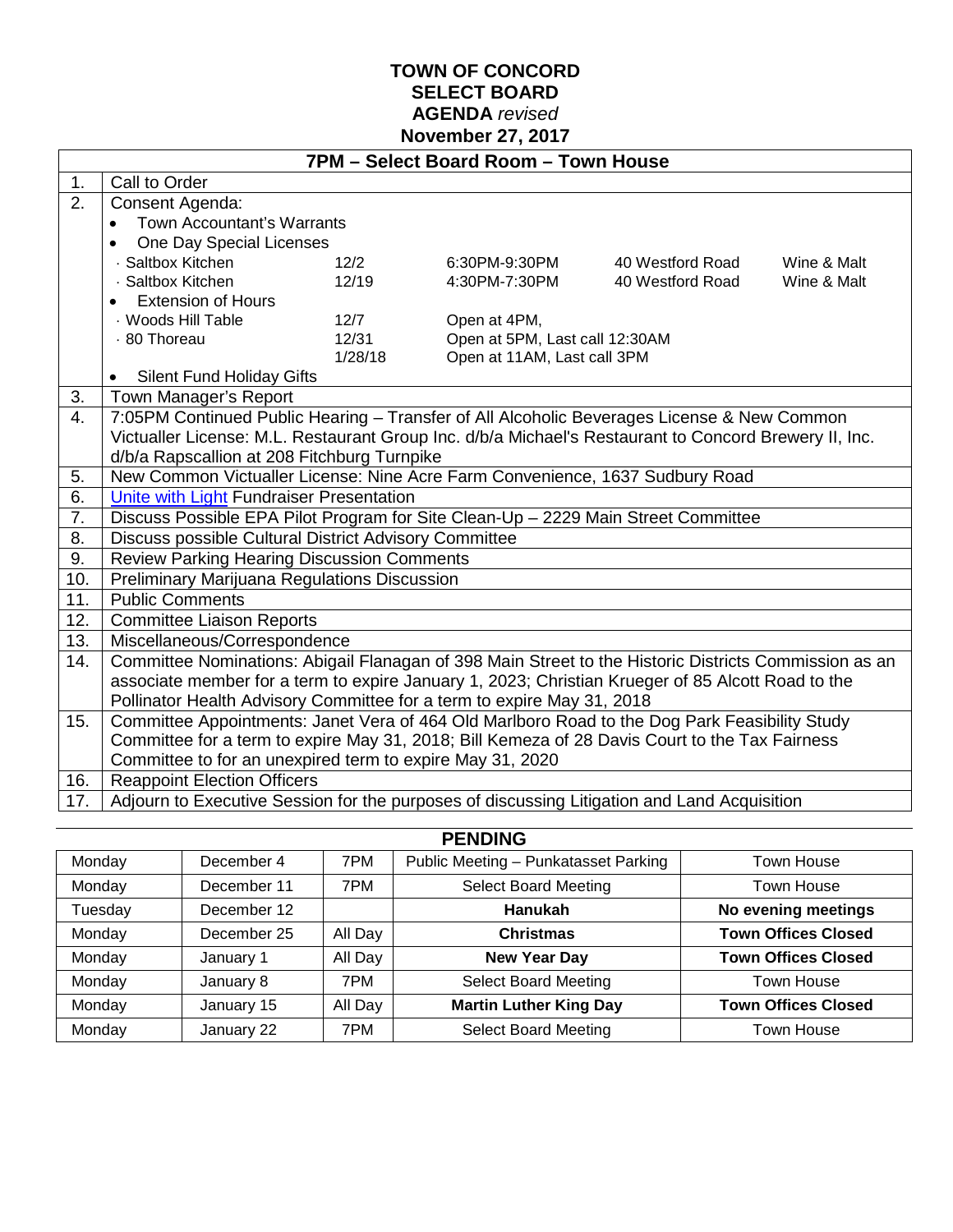# TOWN OF CONCORD
# SELECT BOARD
## AGENDA *revised*
## November 27, 2017

| 7PM – Select Board Room – Town House | |
|---|---|
| 1. | Call to Order |
| 2. | Consent Agenda:<br>• Town Accountant's Warrants<br>• One Day Special Licenses<br>· Saltbox Kitchen 12/2 6:30PM-9:30PM 40 Westford Road Wine & Malt<br>· Saltbox Kitchen 12/19 4:30PM-7:30PM 40 Westford Road Wine & Malt<br>• Extension of Hours<br>· Woods Hill Table 12/7 Open at 4PM,<br>· 80 Thoreau 12/31 Open at 5PM, Last call 12:30AM<br>1/28/18 Open at 11AM, Last call 3PM<br>• Silent Fund Holiday Gifts |
| 3. | Town Manager's Report |
| 4. | 7:05PM Continued Public Hearing – Transfer of All Alcoholic Beverages License & New Common Victualler License: M.L. Restaurant Group Inc. d/b/a Michael's Restaurant to Concord Brewery II, Inc. d/b/a Rapscallion at 208 Fitchburg Turnpike |
| 5. | New Common Victualler License: Nine Acre Farm Convenience, 1637 Sudbury Road |
| 6. | Unite with Light Fundraiser Presentation |
| 7. | Discuss Possible EPA Pilot Program for Site Clean-Up – 2229 Main Street Committee |
| 8. | Discuss possible Cultural District Advisory Committee |
| 9. | Review Parking Hearing Discussion Comments |
| 10. | Preliminary Marijuana Regulations Discussion |
| 11. | Public Comments |
| 12. | Committee Liaison Reports |
| 13. | Miscellaneous/Correspondence |
| 14. | Committee Nominations: Abigail Flanagan of 398 Main Street to the Historic Districts Commission as an associate member for a term to expire January 1, 2023; Christian Krueger of 85 Alcott Road to the Pollinator Health Advisory Committee for a term to expire May 31, 2018 |
| 15. | Committee Appointments: Janet Vera of 464 Old Marlboro Road to the Dog Park Feasibility Study Committee for a term to expire May 31, 2018; Bill Kemeza of 28 Davis Court to the Tax Fairness Committee to for an unexpired term to expire May 31, 2020 |
| 16. | Reappoint Election Officers |
| 17. | Adjourn to Executive Session for the purposes of discussing Litigation and Land Acquisition |

## PENDING

| Monday | December 4 | 7PM | Public Meeting – Punkatasset Parking | Town House |
|---|---|---|---|---|
| Monday | December 11 | 7PM | Select Board Meeting | Town House |
| Tuesday | December 12 | | **Hanukah** | **No evening meetings** |
| Monday | December 25 | All Day | **Christmas** | **Town Offices Closed** |
| Monday | January 1 | All Day | **New Year Day** | **Town Offices Closed** |
| Monday | January 8 | 7PM | Select Board Meeting | Town House |
| Monday | January 15 | All Day | **Martin Luther King Day** | **Town Offices Closed** |
| Monday | January 22 | 7PM | Select Board Meeting | Town House |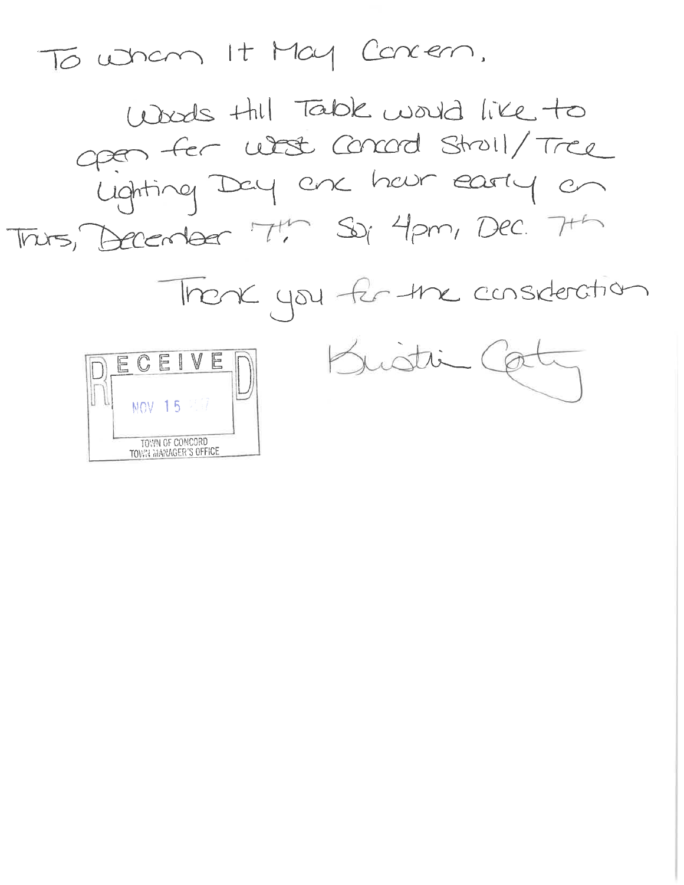To Whom It May Concern,

Woods Hill Table would like to open for West Concord Stroll/Tree Lighting Day one hour early on Thurs, December 7th. So; 4pm, Dec. 7th

Thank you for the consideration

Kristin Coty

RECEIVED
NOV 15 2017
TOWN OF CONCORD
TOWN MANAGER'S OFFICE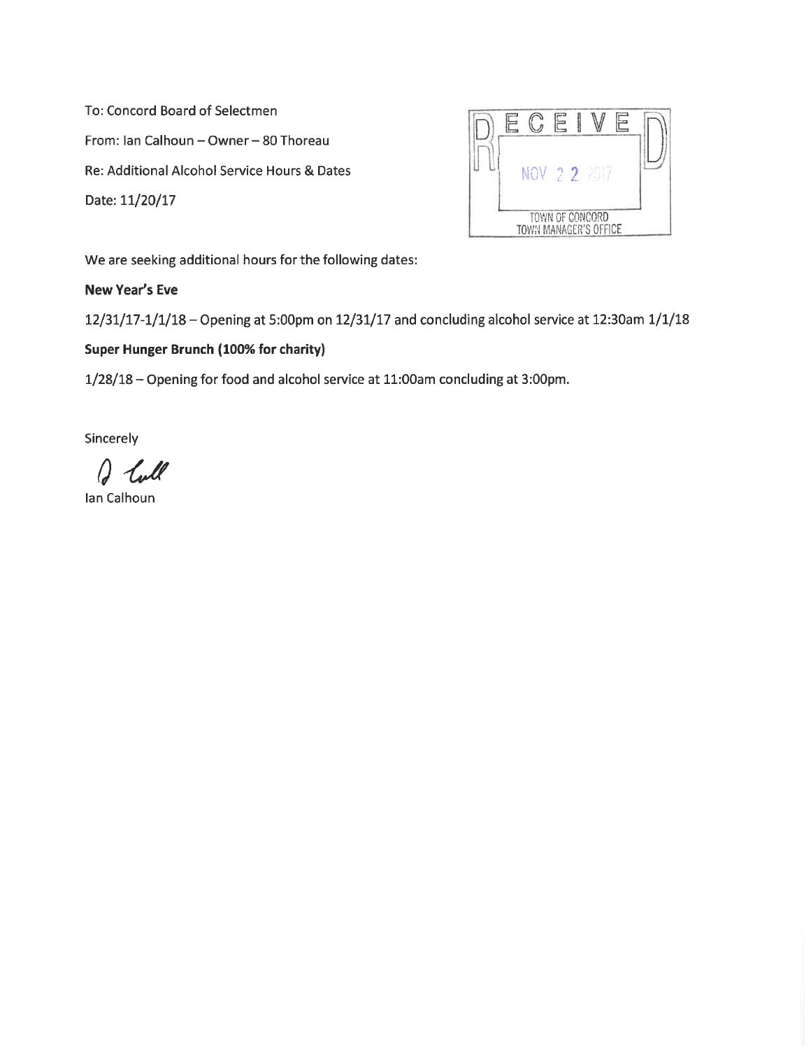To: Concord Board of Selectmen

From: Ian Calhoun – Owner – 80 Thoreau

Re: Additional Alcohol Service Hours & Dates

Date: 11/20/17

RECEIVED
NOV 22 2017
TOWN OF CONCORD
TOWN MANAGER'S OFFICE

We are seeking additional hours for the following dates:

**New Year's Eve**

12/31/17-1/1/18 – Opening at 5:00pm on 12/31/17 and concluding alcohol service at 12:30am 1/1/18

**Super Hunger Brunch (100% for charity)**

1/28/18 – Opening for food and alcohol service at 11:00am concluding at 3:00pm.

Sincerely

Ian Calhoun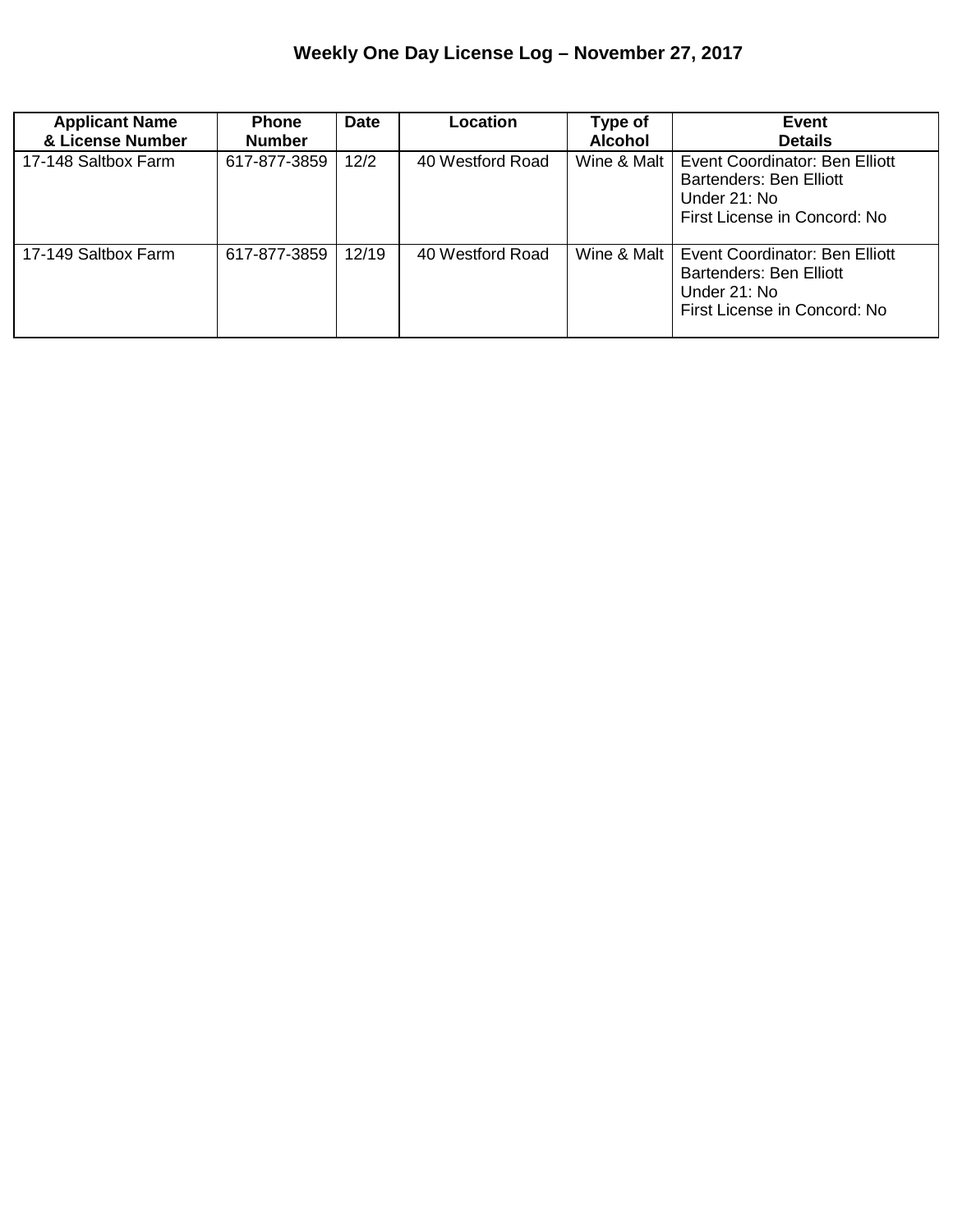# Weekly One Day License Log – November 27, 2017

| Applicant Name & License Number | Phone Number | Date | Location | Type of Alcohol | Event Details |
|---|---|---|---|---|---|
| 17-148 Saltbox Farm | 617-877-3859 | 12/2 | 40 Westford Road | Wine & Malt | Event Coordinator: Ben Elliott<br>Bartenders: Ben Elliott<br>Under 21: No<br>First License in Concord: No |
| 17-149 Saltbox Farm | 617-877-3859 | 12/19 | 40 Westford Road | Wine & Malt | Event Coordinator: Ben Elliott<br>Bartenders: Ben Elliott<br>Under 21: No<br>First License in Concord: No |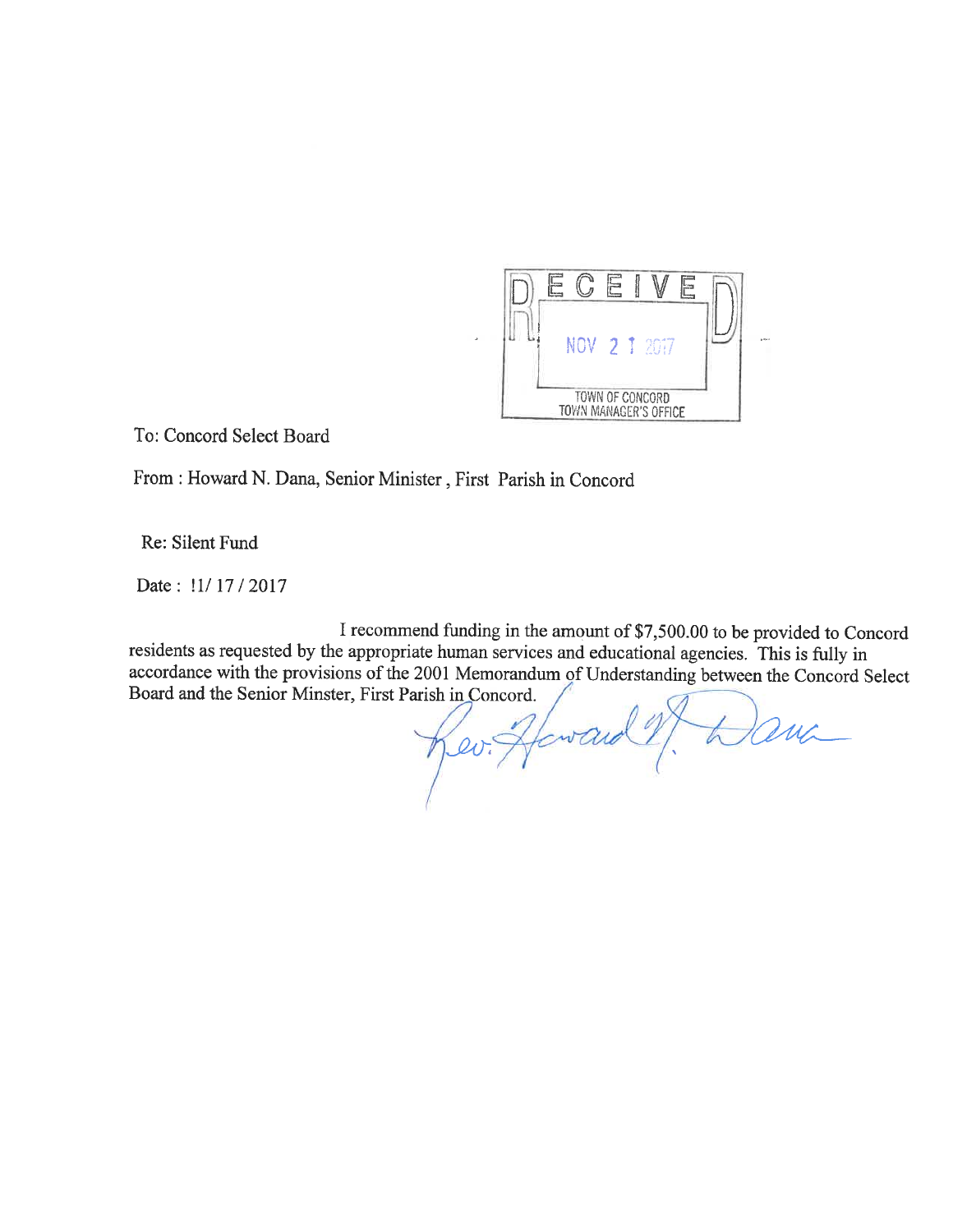RECEIVED
NOV 2 1 2017
TOWN OF CONCORD
TOWN MANAGER'S OFFICE

To: Concord Select Board

From : Howard N. Dana, Senior Minister , First Parish in Concord

Re: Silent Fund

Date : !1/ 17 / 2017

I recommend funding in the amount of $7,500.00 to be provided to Concord residents as requested by the appropriate human services and educational agencies. This is fully in accordance with the provisions of the 2001 Memorandum of Understanding between the Concord Select Board and the Senior Minster, First Parish in Concord.

Rev. Howard N. Dana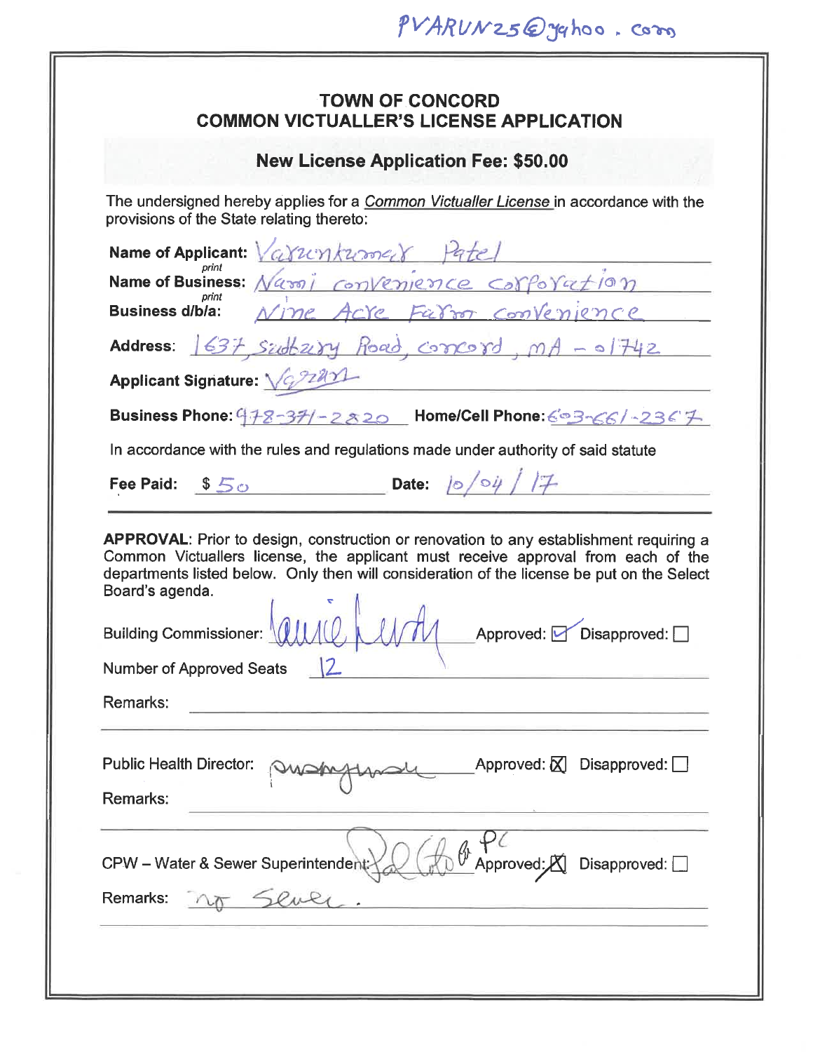PVARUN25@yahoo.com

## TOWN OF CONCORD
## COMMON VICTUALLER'S LICENSE APPLICATION

**New License Application Fee: $50.00**

The undersigned hereby applies for a *Common Victualler License* in accordance with the provisions of the State relating thereto:

**Name of Applicant:** (print) Varunkumar Patel

**Name of Business:** (print) Nami convenience corporation

**Business d/b/a:** Nine Acre Farm convenience

**Address:** 1637 Sudbury Road, concord, MA - 01742

**Applicant Signature:** Varun

**Business Phone:** 978-371-2820 **Home/Cell Phone:** 603-661-2367

In accordance with the rules and regulations made under authority of said statute

**Fee Paid:** $ 50 **Date:** 10/04/17

---

**APPROVAL:** Prior to design, construction or renovation to any establishment requiring a Common Victuallers license, the applicant must receive approval from each of the departments listed below. Only then will consideration of the license be put on the Select Board's agenda.

Building Commissioner: [signature] Approved: ☑ Disapproved: ☐

Number of Approved Seats 12

Remarks:

Public Health Director: [signature] Approved: ☒ Disapproved: ☐

Remarks:

CPW – Water & Sewer Superintendent: [signature] Approved: ☒ Disapproved: ☐

Remarks: no Sewer.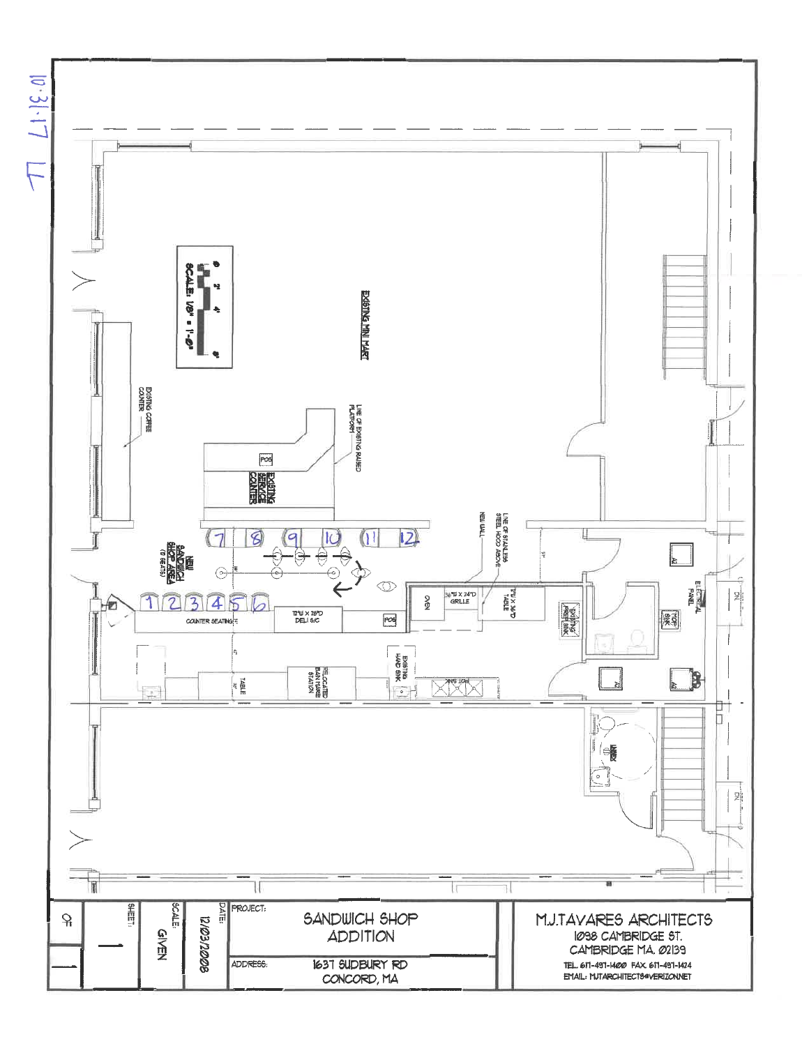EXISTING MINI MART

SCALE: 1/8" = 1'-0"

EXISTING COFFEE COUNTER

LINE OF EXISTING RAISED PLATFORM

POS

EXISTING SERVICE COUNTER

NEW WALL

LINE OF STAINLESS STEEL HOOD ABOVE

NEW SANDWICH SHOP AREA (12 SEATS)

1 2 3 4 5 6 7 8 9 10 11 12

OVEN

36"W X 24"D GRILLE

72"W X 30"D TABLE

72"W X 28"D DELI S/C

COUNTER SEATING

POS

EXISTING PREP SINK

MOP SINK

ELECTRICAL PANEL

EXISTING HAND SINK

RELOCATED BAIN MARIE STATION

TABLE

3 BAY SINK

DN

DN

10.31.17 TL

| | |
|---|---|
| PROJECT: | SANDWICH SHOP ADDITION |
| DATE: | 12/03/2008 |
| SCALE: | GIVEN |
| SHEET: | 1 of 1 |
| ADDRESS: | 1637 SUDBURY RD CONCORD, MA |

M.J.TAVARES ARCHITECTS
1098 CAMBRIDGE ST.
CAMBRIDGE MA. 02139
TEL. 617-497-1400 FAX 617-497-1424
EMAIL: MJTARCHITECTS@VERIZON.NET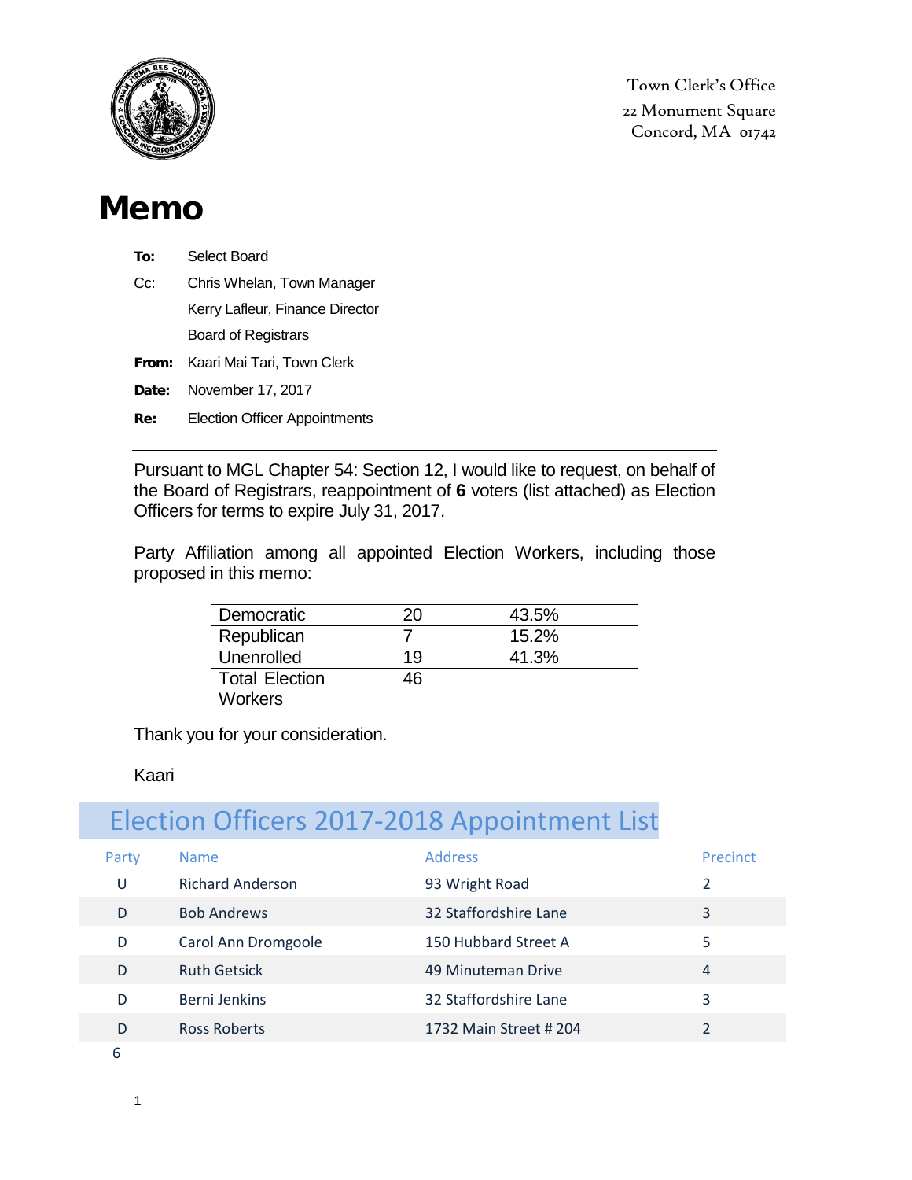Town Clerk's Office
22 Monument Square
Concord, MA 01742

# Memo

**To:** Select Board

Cc: Chris Whelan, Town Manager
Kerry Lafleur, Finance Director
Board of Registrars

**From:** Kaari Mai Tari, Town Clerk

**Date:** November 17, 2017

**Re:** Election Officer Appointments

---

Pursuant to MGL Chapter 54: Section 12, I would like to request, on behalf of the Board of Registrars, reappointment of **6** voters (list attached) as Election Officers for terms to expire July 31, 2017.

Party Affiliation among all appointed Election Workers, including those proposed in this memo:

| | | |
|---|---|---|
| Democratic | 20 | 43.5% |
| Republican | 7 | 15.2% |
| Unenrolled | 19 | 41.3% |
| Total Election Workers | 46 | |

Thank you for your consideration.

Kaari

## Election Officers 2017-2018 Appointment List

| Party | Name | Address | Precinct |
|---|---|---|---|
| U | Richard Anderson | 93 Wright Road | 2 |
| D | Bob Andrews | 32 Staffordshire Lane | 3 |
| D | Carol Ann Dromgoole | 150 Hubbard Street A | 5 |
| D | Ruth Getsick | 49 Minuteman Drive | 4 |
| D | Berni Jenkins | 32 Staffordshire Lane | 3 |
| D | Ross Roberts | 1732 Main Street # 204 | 2 |
| 6 | | | |